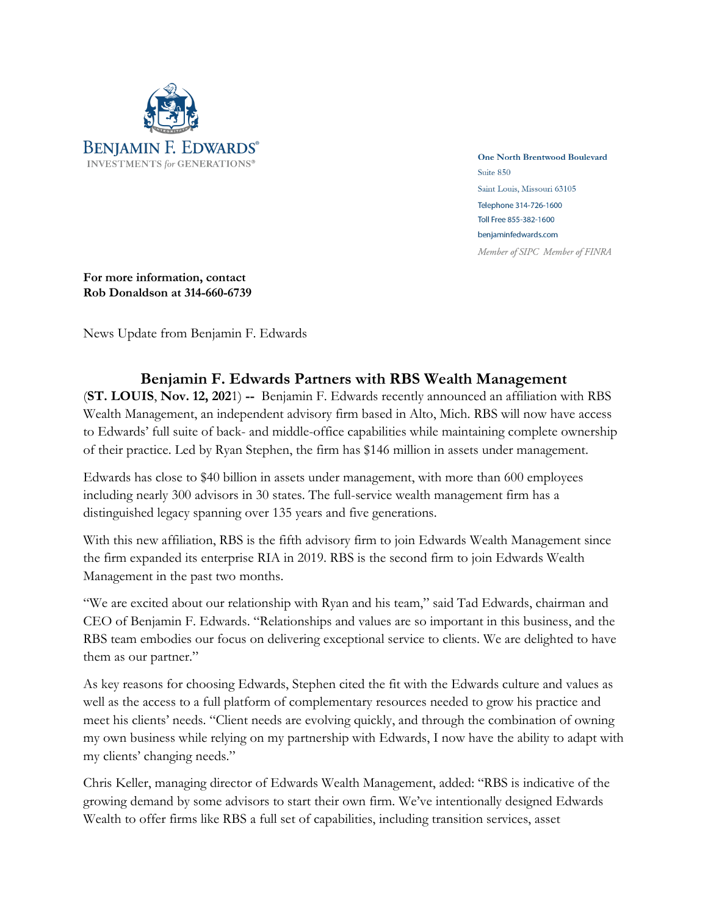**BENJAMIN F. EDWARDS®**
INVESTMENTS *for* GENERATIONS®

**One North Brentwood Boulevard**
Suite 850
Saint Louis, Missouri 63105
Telephone 314-726-1600
Toll Free 855-382-1600
benjaminfedwards.com
*Member of SIPC Member of FINRA*

**For more information, contact**
**Rob Donaldson at 314-660-6739**

News Update from Benjamin F. Edwards

# Benjamin F. Edwards Partners with RBS Wealth Management

(**ST. LOUIS**, **Nov. 12, 2021**) **--** Benjamin F. Edwards recently announced an affiliation with RBS Wealth Management, an independent advisory firm based in Alto, Mich. RBS will now have access to Edwards' full suite of back- and middle-office capabilities while maintaining complete ownership of their practice. Led by Ryan Stephen, the firm has $146 million in assets under management.

Edwards has close to $40 billion in assets under management, with more than 600 employees including nearly 300 advisors in 30 states. The full-service wealth management firm has a distinguished legacy spanning over 135 years and five generations.

With this new affiliation, RBS is the fifth advisory firm to join Edwards Wealth Management since the firm expanded its enterprise RIA in 2019. RBS is the second firm to join Edwards Wealth Management in the past two months.

"We are excited about our relationship with Ryan and his team," said Tad Edwards, chairman and CEO of Benjamin F. Edwards. "Relationships and values are so important in this business, and the RBS team embodies our focus on delivering exceptional service to clients. We are delighted to have them as our partner."

As key reasons for choosing Edwards, Stephen cited the fit with the Edwards culture and values as well as the access to a full platform of complementary resources needed to grow his practice and meet his clients' needs. "Client needs are evolving quickly, and through the combination of owning my own business while relying on my partnership with Edwards, I now have the ability to adapt with my clients' changing needs."

Chris Keller, managing director of Edwards Wealth Management, added: "RBS is indicative of the growing demand by some advisors to start their own firm. We've intentionally designed Edwards Wealth to offer firms like RBS a full set of capabilities, including transition services, asset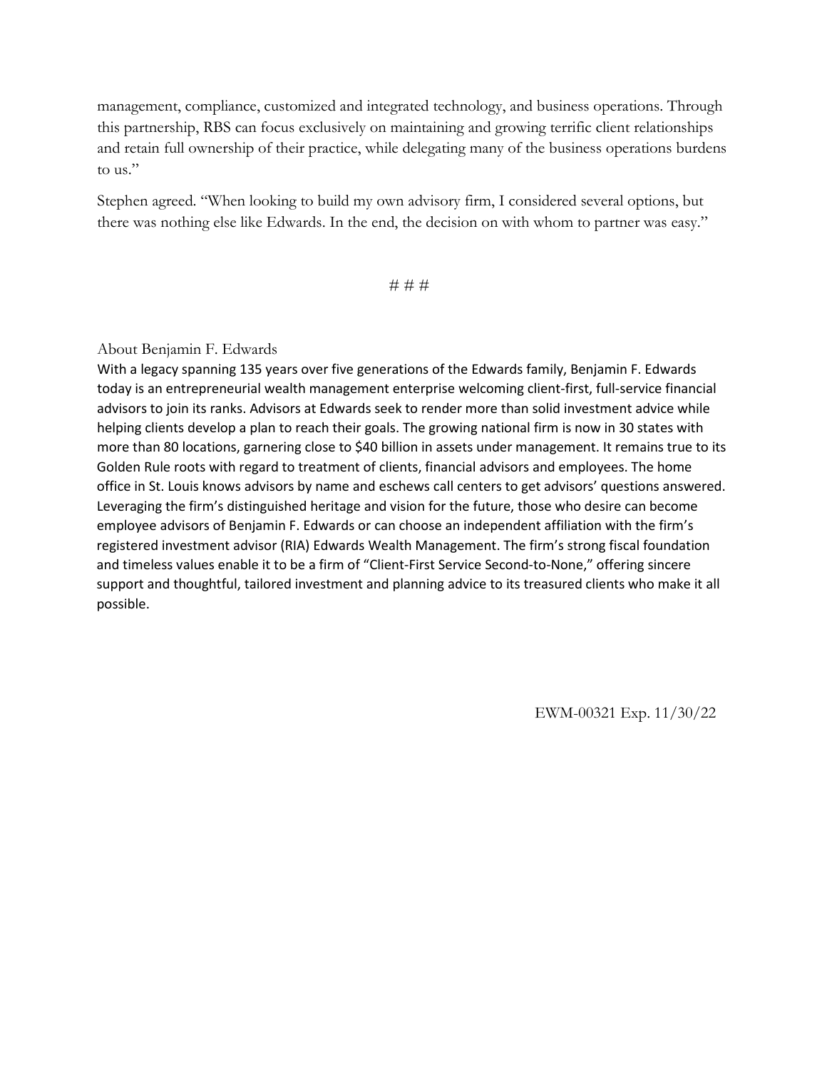management, compliance, customized and integrated technology, and business operations. Through this partnership, RBS can focus exclusively on maintaining and growing terrific client relationships and retain full ownership of their practice, while delegating many of the business operations burdens to us."

Stephen agreed. "When looking to build my own advisory firm, I considered several options, but there was nothing else like Edwards. In the end, the decision on with whom to partner was easy."

# # #

## About Benjamin F. Edwards

With a legacy spanning 135 years over five generations of the Edwards family, Benjamin F. Edwards today is an entrepreneurial wealth management enterprise welcoming client-first, full-service financial advisors to join its ranks. Advisors at Edwards seek to render more than solid investment advice while helping clients develop a plan to reach their goals. The growing national firm is now in 30 states with more than 80 locations, garnering close to $40 billion in assets under management. It remains true to its Golden Rule roots with regard to treatment of clients, financial advisors and employees. The home office in St. Louis knows advisors by name and eschews call centers to get advisors' questions answered. Leveraging the firm's distinguished heritage and vision for the future, those who desire can become employee advisors of Benjamin F. Edwards or can choose an independent affiliation with the firm's registered investment advisor (RIA) Edwards Wealth Management. The firm's strong fiscal foundation and timeless values enable it to be a firm of "Client-First Service Second-to-None," offering sincere support and thoughtful, tailored investment and planning advice to its treasured clients who make it all possible.

EWM-00321 Exp. 11/30/22